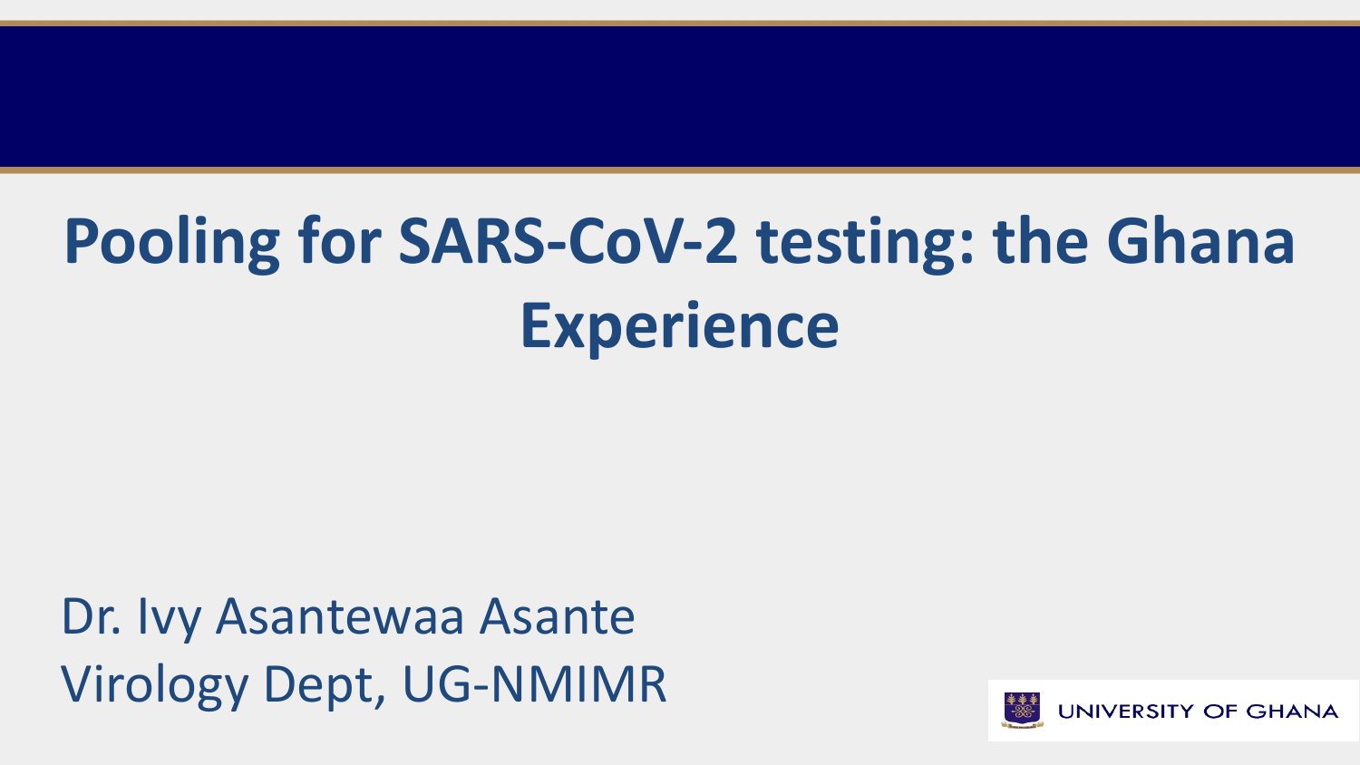# Pooling for SARS-CoV-2 testing: the Ghana Experience

Dr. Ivy Asantewaa Asante
Virology Dept, UG-NMIMR

UNIVERSITY OF GHANA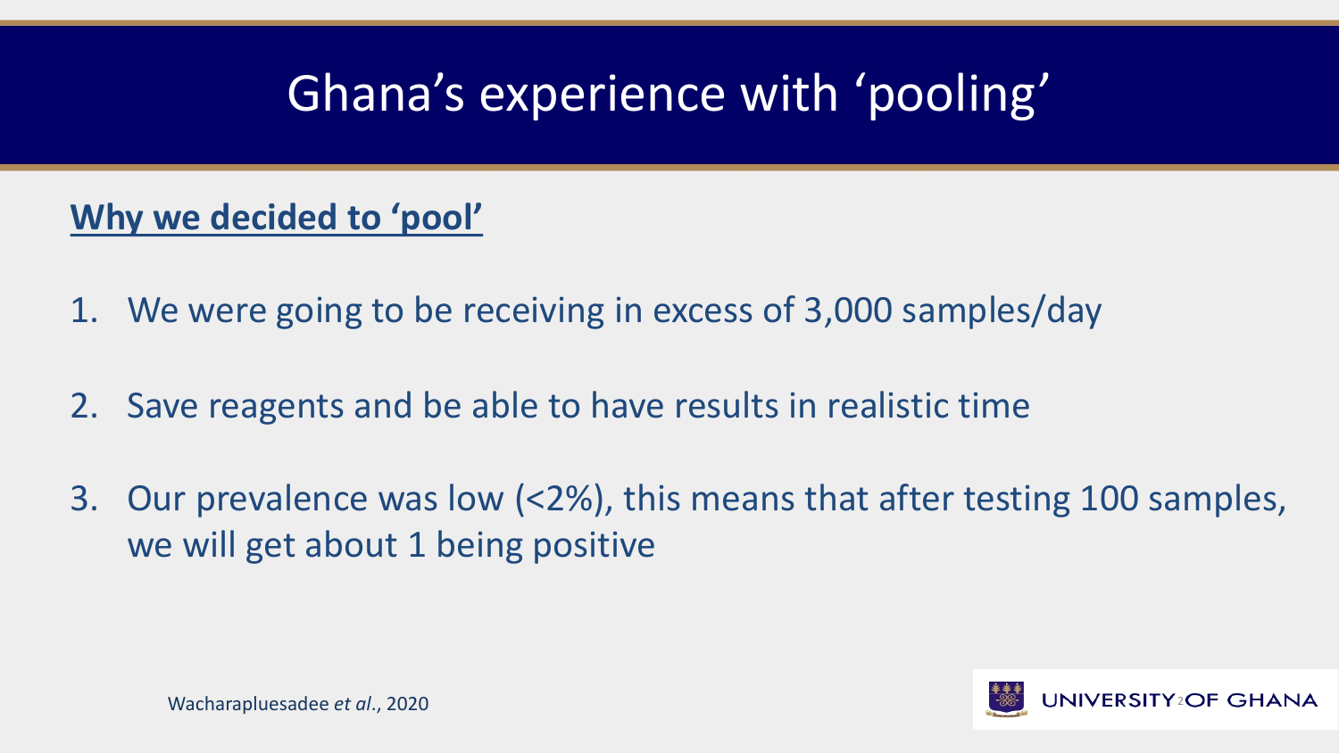# Ghana's experience with 'pooling'

**Why we decided to 'pool'**

1. We were going to be receiving in excess of 3,000 samples/day
2. Save reagents and be able to have results in realistic time
3. Our prevalence was low (<2%), this means that after testing 100 samples, we will get about 1 being positive

Wacharapluesadee *et al*., 2020

UNIVERSITY OF GHANA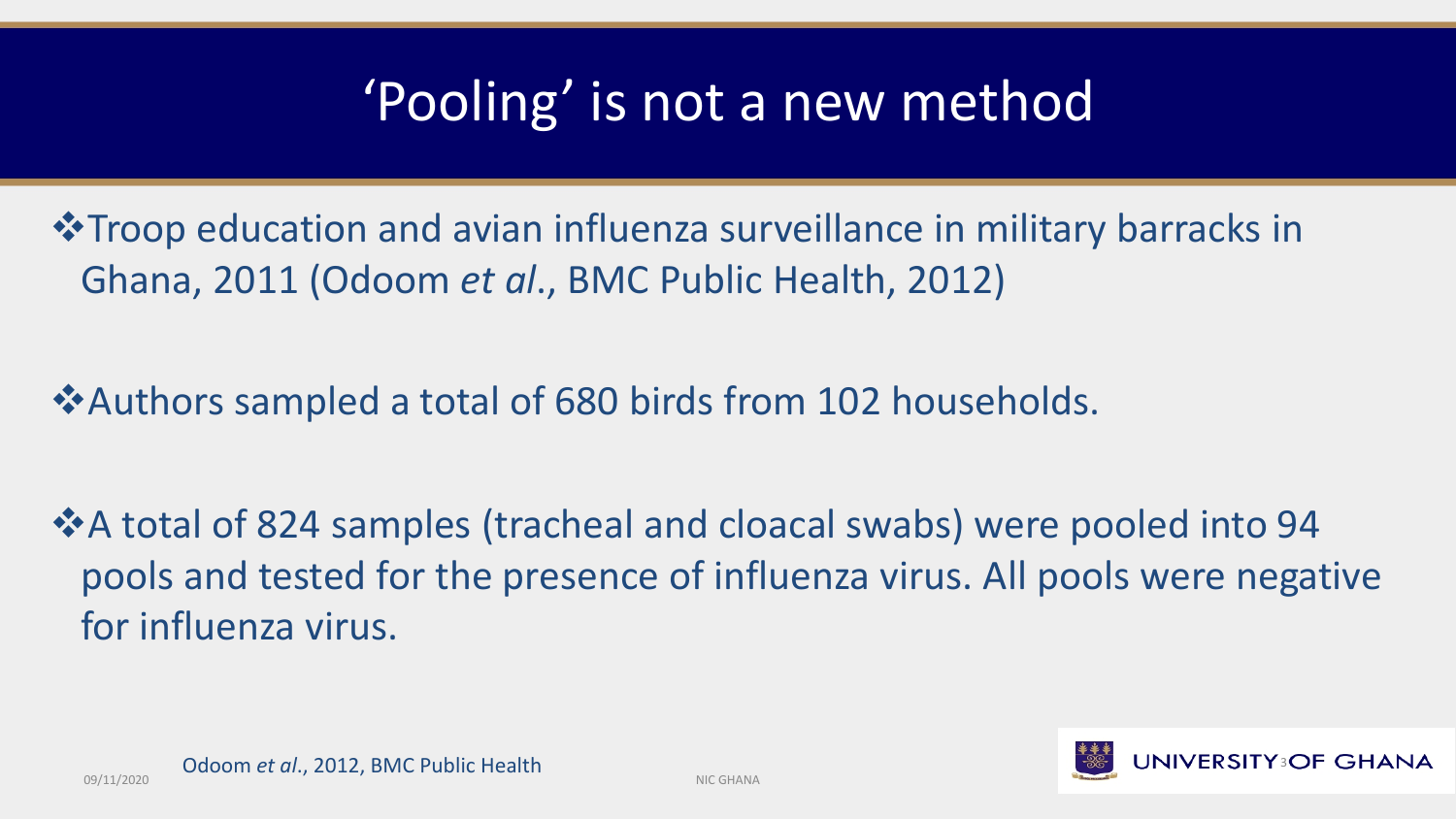# 'Pooling' is not a new method

- Troop education and avian influenza surveillance in military barracks in Ghana, 2011 (Odoom *et al*., BMC Public Health, 2012)

- Authors sampled a total of 680 birds from 102 households.

- A total of 824 samples (tracheal and cloacal swabs) were pooled into 94 pools and tested for the presence of influenza virus. All pools were negative for influenza virus.

Odoom *et al*., 2012, BMC Public Health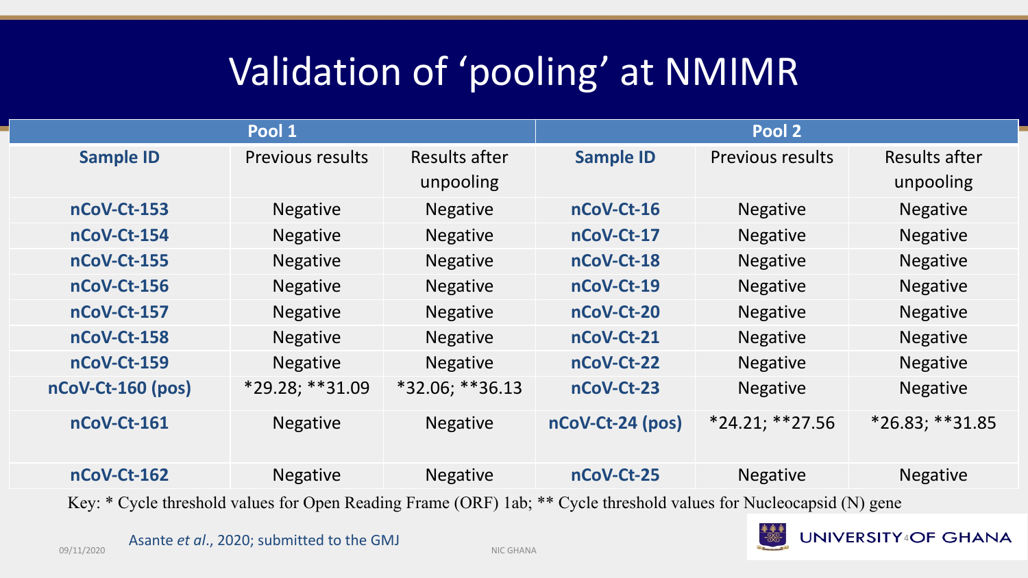# Validation of 'pooling' at NMIMR

| Pool 1 | | | Pool 2 | | |
|---|---|---|---|---|---|
| **Sample ID** | Previous results | Results after unpooling | **Sample ID** | Previous results | Results after unpooling |
| **nCoV-Ct-153** | Negative | Negative | **nCoV-Ct-16** | Negative | Negative |
| **nCoV-Ct-154** | Negative | Negative | **nCoV-Ct-17** | Negative | Negative |
| **nCoV-Ct-155** | Negative | Negative | **nCoV-Ct-18** | Negative | Negative |
| **nCoV-Ct-156** | Negative | Negative | **nCoV-Ct-19** | Negative | Negative |
| **nCoV-Ct-157** | Negative | Negative | **nCoV-Ct-20** | Negative | Negative |
| **nCoV-Ct-158** | Negative | Negative | **nCoV-Ct-21** | Negative | Negative |
| **nCoV-Ct-159** | Negative | Negative | **nCoV-Ct-22** | Negative | Negative |
| **nCoV-Ct-160 (pos)** | *29.28; **31.09 | *32.06; **36.13 | **nCoV-Ct-23** | Negative | Negative |
| **nCoV-Ct-161** | Negative | Negative | **nCoV-Ct-24 (pos)** | *24.21; **27.56 | *26.83; **31.85 |
| **nCoV-Ct-162** | Negative | Negative | **nCoV-Ct-25** | Negative | Negative |

Key: * Cycle threshold values for Open Reading Frame (ORF) 1ab; ** Cycle threshold values for Nucleocapsid (N) gene

Asante *et al*., 2020; submitted to the GMJ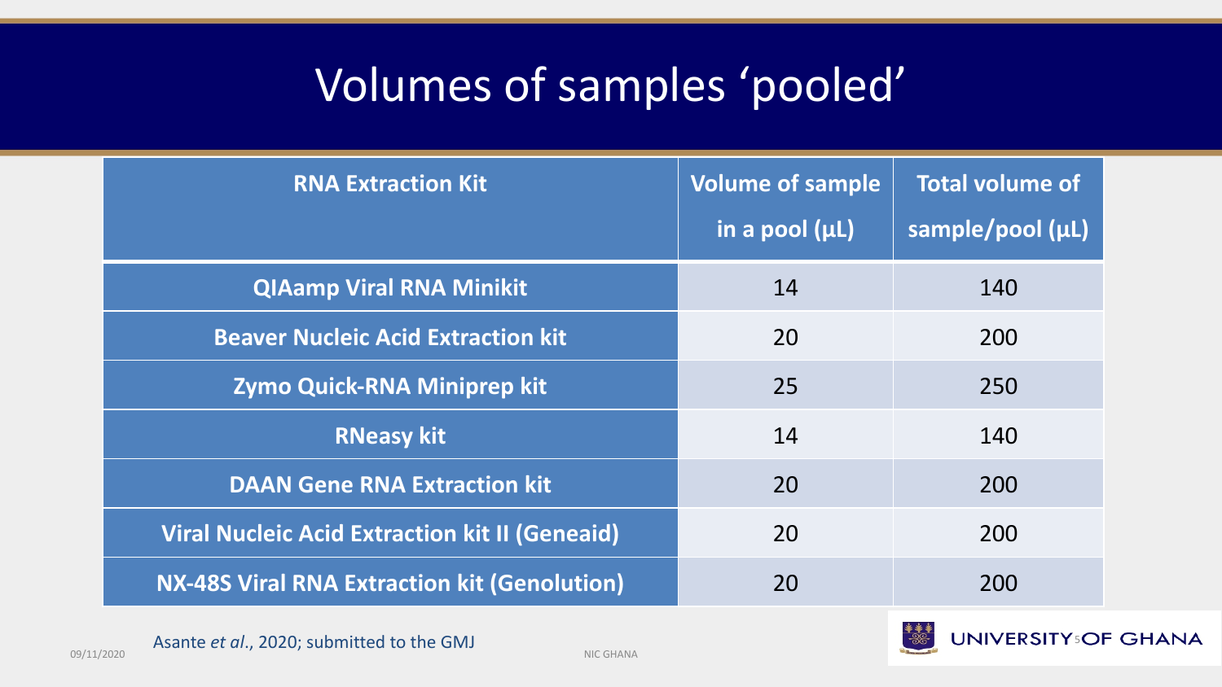# Volumes of samples 'pooled'

| RNA Extraction Kit | Volume of sample in a pool (µL) | Total volume of sample/pool (µL) |
| --- | --- | --- |
| QIAamp Viral RNA Minikit | 14 | 140 |
| Beaver Nucleic Acid Extraction kit | 20 | 200 |
| Zymo Quick-RNA Miniprep kit | 25 | 250 |
| RNeasy kit | 14 | 140 |
| DAAN Gene RNA Extraction kit | 20 | 200 |
| Viral Nucleic Acid Extraction kit II (Geneaid) | 20 | 200 |
| NX-48S Viral RNA Extraction kit (Genolution) | 20 | 200 |

Asante *et al*., 2020; submitted to the GMJ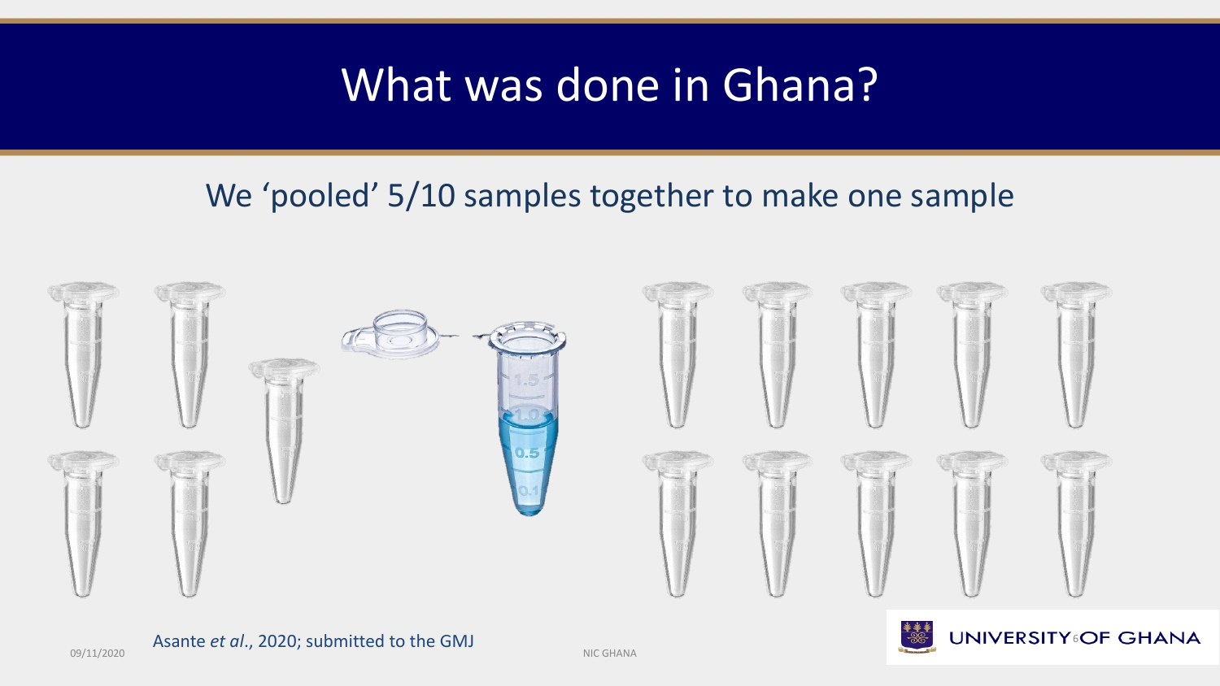# What was done in Ghana?

We 'pooled' 5/10 samples together to make one sample

Asante *et al*., 2020; submitted to the GMJ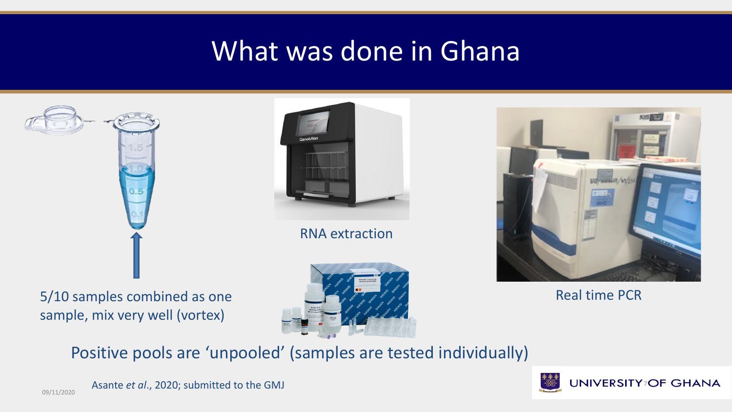# What was done in Ghana

5/10 samples combined as one sample, mix very well (vortex)

RNA extraction

Real time PCR

Positive pools are ‘unpooled’ (samples are tested individually)

Asante *et al*., 2020; submitted to the GMJ

09/11/2020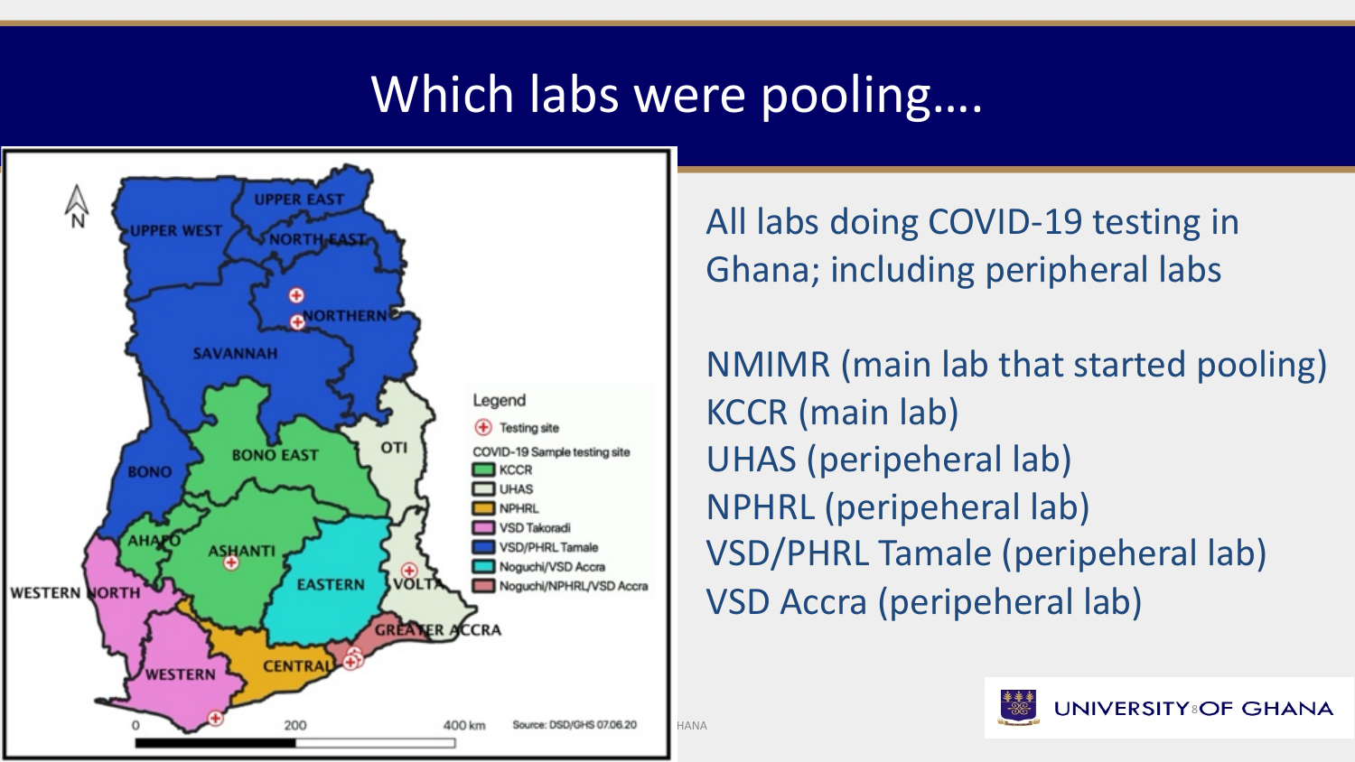# Which labs were pooling….

UPPER EAST
UPPER WEST
NORTH EAST
NORTHERN
SAVANNAH
BONO EAST
OTI
BONO
AHAFO
ASHANTI
EASTERN
VOLTA
WESTERN NORTH
WESTERN
CENTRAL
GREATER ACCRA

Legend
Testing site
COVID-19 Sample testing site
KCCR
UHAS
NPHRL
VSD Takoradi
VSD/PHRL Tamale
Noguchi/VSD Accra
Noguchi/NPHRL/VSD Accra

0
200
400 km
Source: DSD/GHS 07.06.20

All labs doing COVID-19 testing in Ghana; including peripheral labs

NMIMR (main lab that started pooling)
KCCR (main lab)
UHAS (peripeheral lab)
NPHRL (peripeheral lab)
VSD/PHRL Tamale (peripeheral lab)
VSD Accra (peripeheral lab)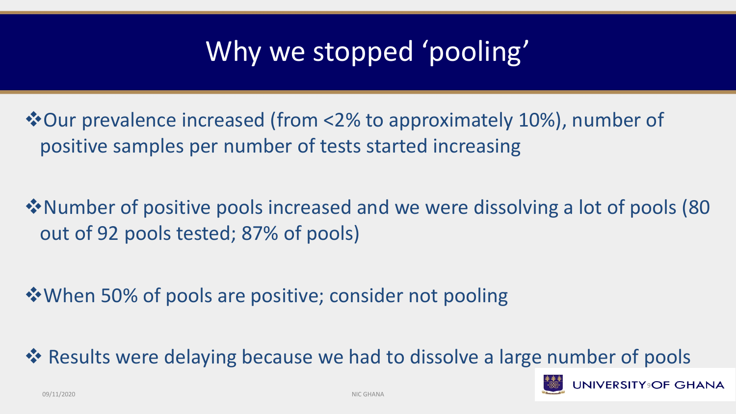# Why we stopped 'pooling'

- Our prevalence increased (from <2% to approximately 10%), number of positive samples per number of tests started increasing
- Number of positive pools increased and we were dissolving a lot of pools (80 out of 92 pools tested; 87% of pools)
- When 50% of pools are positive; consider not pooling
- Results were delaying because we had to dissolve a large number of pools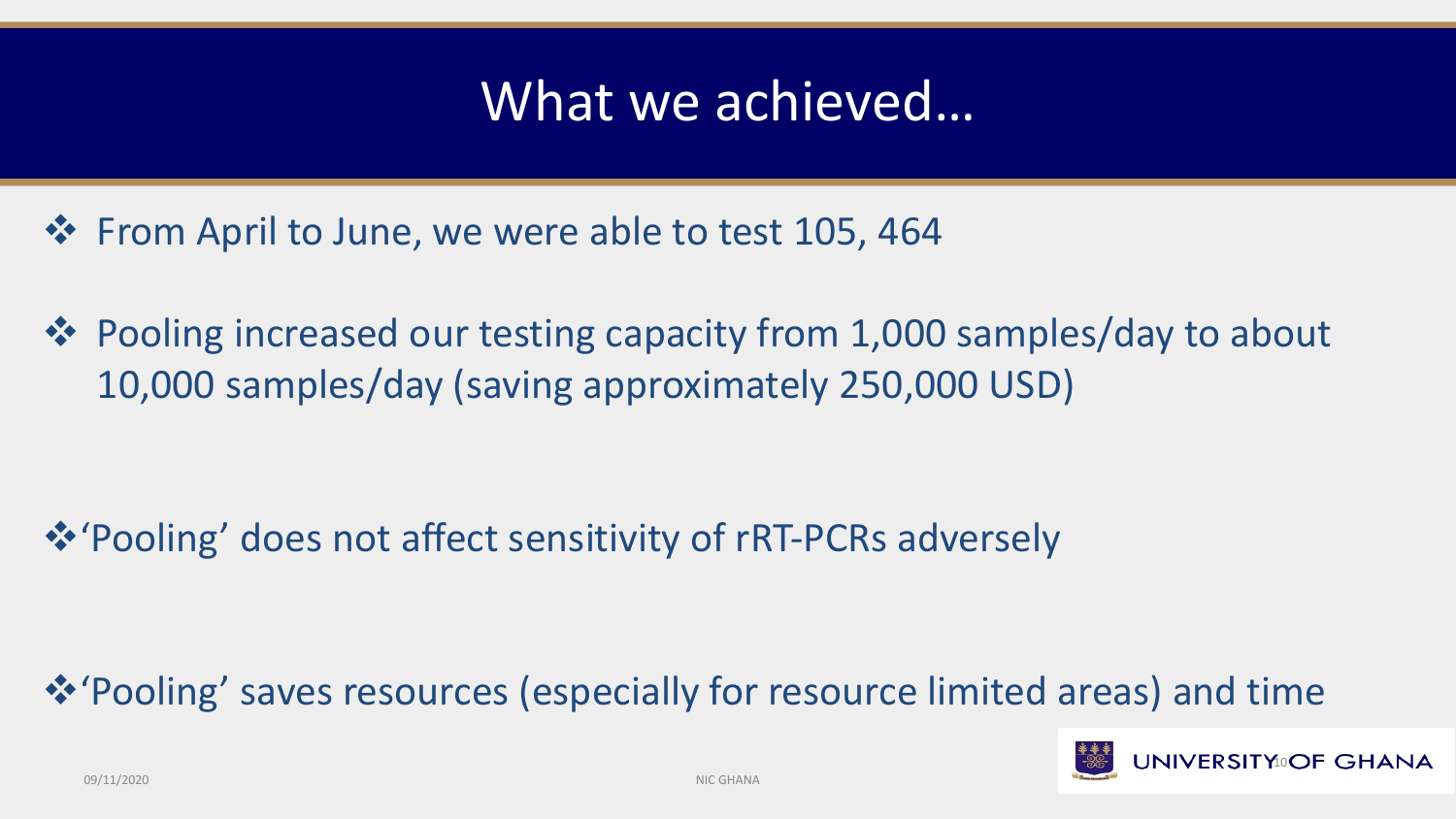# What we achieved…

- From April to June, we were able to test 105, 464
- Pooling increased our testing capacity from 1,000 samples/day to about 10,000 samples/day (saving approximately 250,000 USD)
- 'Pooling' does not affect sensitivity of rRT-PCRs adversely
- 'Pooling' saves resources (especially for resource limited areas) and time